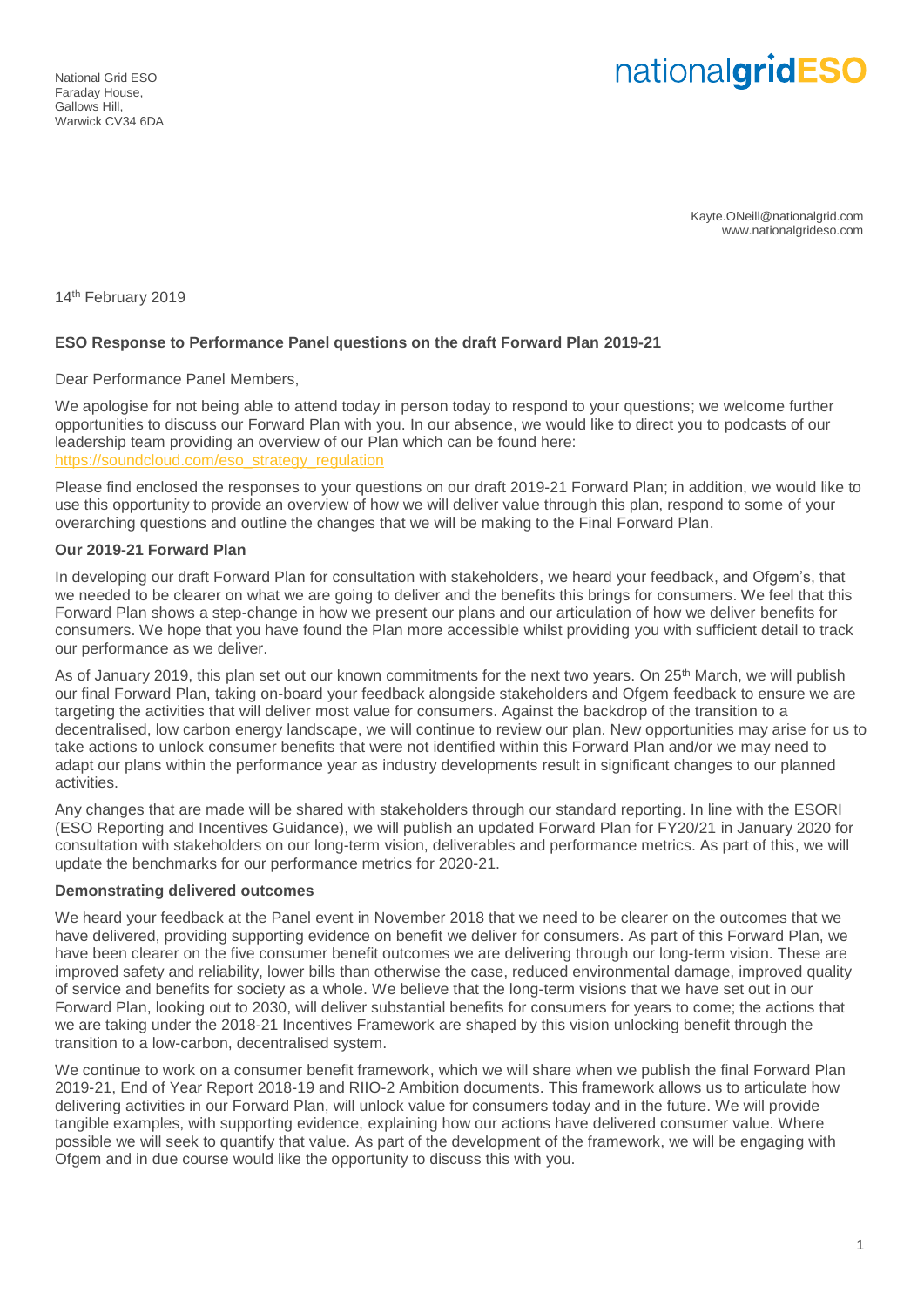National Grid ESO
Faraday House,
Gallows Hill,
Warwick CV34 6DA

nationalgridESO

Kayte.ONeill@nationalgrid.com
www.nationalgrideso.com

14th February 2019

**ESO Response to Performance Panel questions on the draft Forward Plan 2019-21**

Dear Performance Panel Members,

We apologise for not being able to attend today in person today to respond to your questions; we welcome further opportunities to discuss our Forward Plan with you. In our absence, we would like to direct you to podcasts of our leadership team providing an overview of our Plan which can be found here: [https://soundcloud.com/eso_strategy_regulation](https://soundcloud.com/eso_strategy_regulation)

Please find enclosed the responses to your questions on our draft 2019-21 Forward Plan; in addition, we would like to use this opportunity to provide an overview of how we will deliver value through this plan, respond to some of your overarching questions and outline the changes that we will be making to the Final Forward Plan.

**Our 2019-21 Forward Plan**

In developing our draft Forward Plan for consultation with stakeholders, we heard your feedback, and Ofgem's, that we needed to be clearer on what we are going to deliver and the benefits this brings for consumers. We feel that this Forward Plan shows a step-change in how we present our plans and our articulation of how we deliver benefits for consumers. We hope that you have found the Plan more accessible whilst providing you with sufficient detail to track our performance as we deliver.

As of January 2019, this plan set out our known commitments for the next two years. On 25th March, we will publish our final Forward Plan, taking on-board your feedback alongside stakeholders and Ofgem feedback to ensure we are targeting the activities that will deliver most value for consumers. Against the backdrop of the transition to a decentralised, low carbon energy landscape, we will continue to review our plan. New opportunities may arise for us to take actions to unlock consumer benefits that were not identified within this Forward Plan and/or we may need to adapt our plans within the performance year as industry developments result in significant changes to our planned activities.

Any changes that are made will be shared with stakeholders through our standard reporting. In line with the ESORI (ESO Reporting and Incentives Guidance), we will publish an updated Forward Plan for FY20/21 in January 2020 for consultation with stakeholders on our long-term vision, deliverables and performance metrics. As part of this, we will update the benchmarks for our performance metrics for 2020-21.

**Demonstrating delivered outcomes**

We heard your feedback at the Panel event in November 2018 that we need to be clearer on the outcomes that we have delivered, providing supporting evidence on benefit we deliver for consumers. As part of this Forward Plan, we have been clearer on the five consumer benefit outcomes we are delivering through our long-term vision. These are improved safety and reliability, lower bills than otherwise the case, reduced environmental damage, improved quality of service and benefits for society as a whole. We believe that the long-term visions that we have set out in our Forward Plan, looking out to 2030, will deliver substantial benefits for consumers for years to come; the actions that we are taking under the 2018-21 Incentives Framework are shaped by this vision unlocking benefit through the transition to a low-carbon, decentralised system.

We continue to work on a consumer benefit framework, which we will share when we publish the final Forward Plan 2019-21, End of Year Report 2018-19 and RIIO-2 Ambition documents. This framework allows us to articulate how delivering activities in our Forward Plan, will unlock value for consumers today and in the future. We will provide tangible examples, with supporting evidence, explaining how our actions have delivered consumer value. Where possible we will seek to quantify that value. As part of the development of the framework, we will be engaging with Ofgem and in due course would like the opportunity to discuss this with you.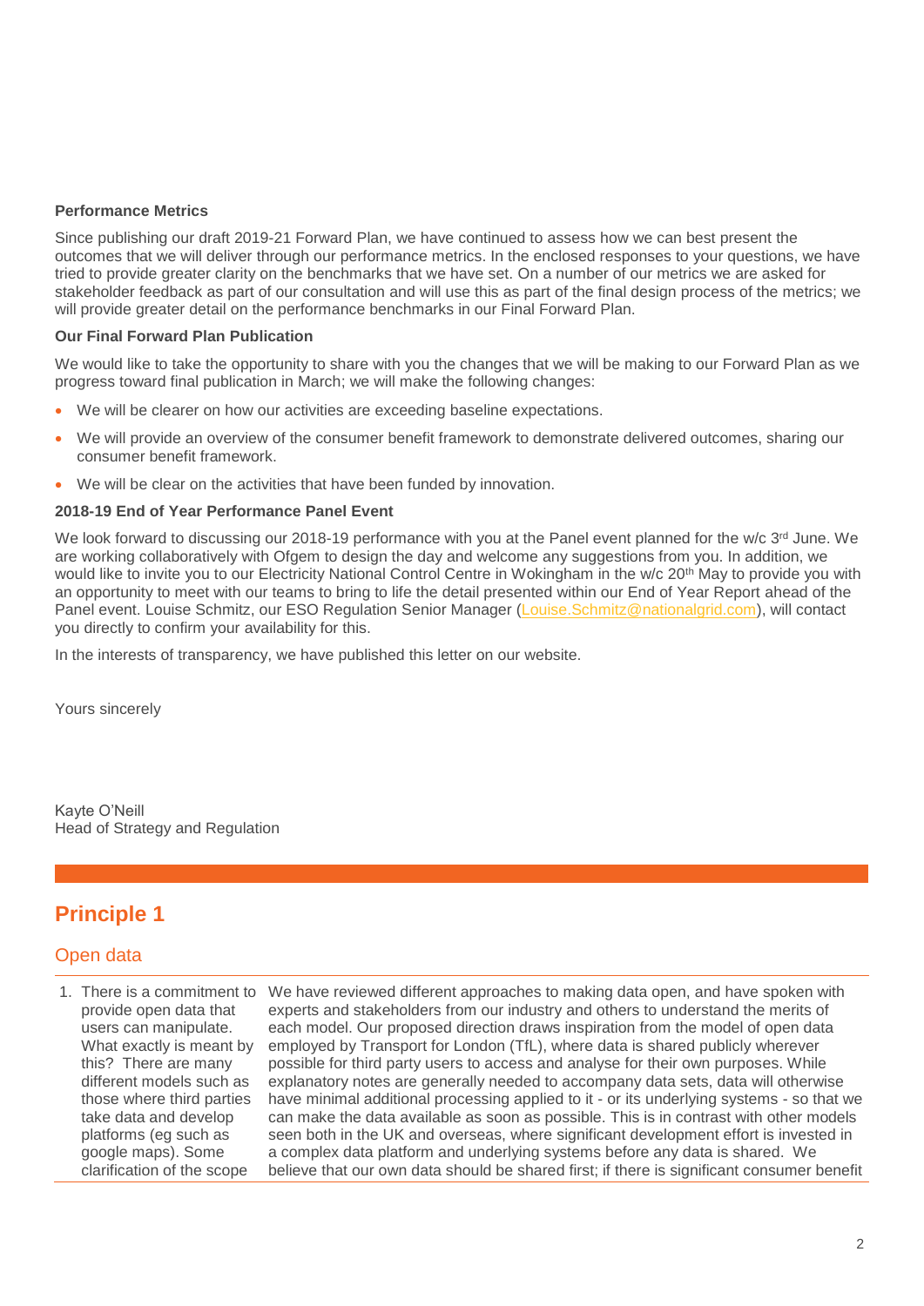**Performance Metrics**

Since publishing our draft 2019-21 Forward Plan, we have continued to assess how we can best present the outcomes that we will deliver through our performance metrics. In the enclosed responses to your questions, we have tried to provide greater clarity on the benchmarks that we have set. On a number of our metrics we are asked for stakeholder feedback as part of our consultation and will use this as part of the final design process of the metrics; we will provide greater detail on the performance benchmarks in our Final Forward Plan.

**Our Final Forward Plan Publication**

We would like to take the opportunity to share with you the changes that we will be making to our Forward Plan as we progress toward final publication in March; we will make the following changes:

- We will be clearer on how our activities are exceeding baseline expectations.
- We will provide an overview of the consumer benefit framework to demonstrate delivered outcomes, sharing our consumer benefit framework.
- We will be clear on the activities that have been funded by innovation.

**2018-19 End of Year Performance Panel Event**

We look forward to discussing our 2018-19 performance with you at the Panel event planned for the w/c 3rd June. We are working collaboratively with Ofgem to design the day and welcome any suggestions from you. In addition, we would like to invite you to our Electricity National Control Centre in Wokingham in the w/c 20th May to provide you with an opportunity to meet with our teams to bring to life the detail presented within our End of Year Report ahead of the Panel event. Louise Schmitz, our ESO Regulation Senior Manager (Louise.Schmitz@nationalgrid.com), will contact you directly to confirm your availability for this.

In the interests of transparency, we have published this letter on our website.

Yours sincerely

Kayte O'Neill
Head of Strategy and Regulation

## Principle 1

### Open data

| | |
|---|---|
| 1. There is a commitment to provide open data that users can manipulate. What exactly is meant by this? There are many different models such as those where third parties take data and develop platforms (eg such as google maps). Some clarification of the scope | We have reviewed different approaches to making data open, and have spoken with experts and stakeholders from our industry and others to understand the merits of each model. Our proposed direction draws inspiration from the model of open data employed by Transport for London (TfL), where data is shared publicly wherever possible for third party users to access and analyse for their own purposes. While explanatory notes are generally needed to accompany data sets, data will otherwise have minimal additional processing applied to it - or its underlying systems - so that we can make the data available as soon as possible. This is in contrast with other models seen both in the UK and overseas, where significant development effort is invested in a complex data platform and underlying systems before any data is shared. We believe that our own data should be shared first; if there is significant consumer benefit |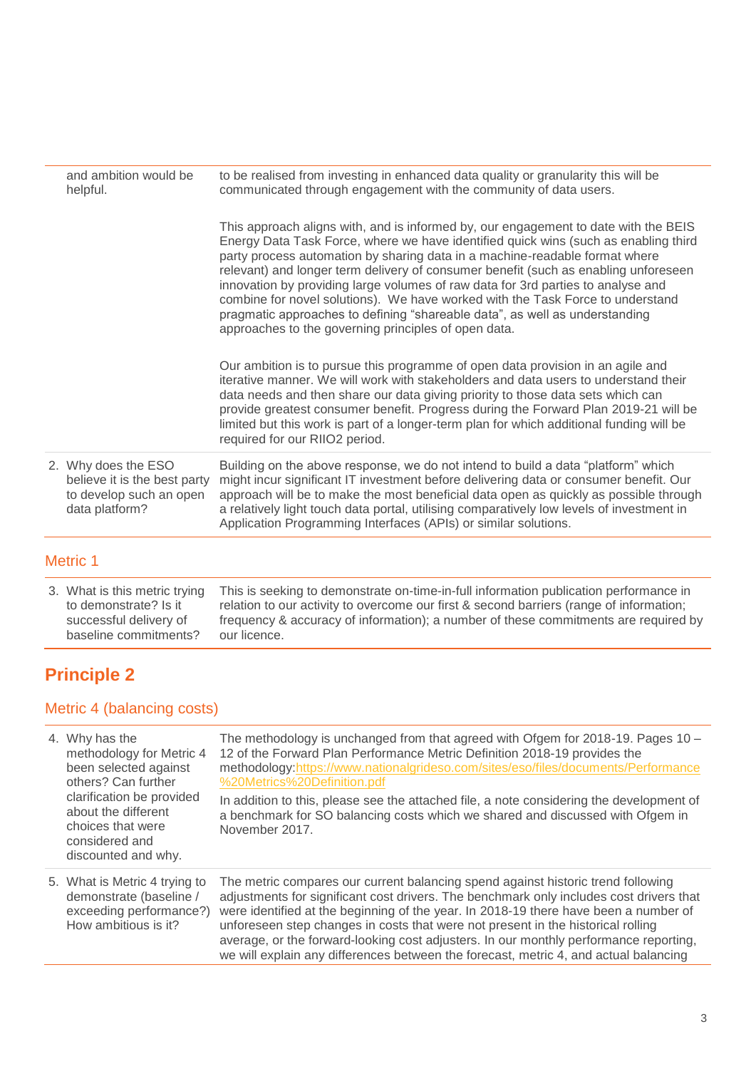| | |
|---|---|
| and ambition would be helpful. | to be realised from investing in enhanced data quality or granularity this will be communicated through engagement with the community of data users.<br><br>This approach aligns with, and is informed by, our engagement to date with the BEIS Energy Data Task Force, where we have identified quick wins (such as enabling third party process automation by sharing data in a machine-readable format where relevant) and longer term delivery of consumer benefit (such as enabling unforeseen innovation by providing large volumes of raw data for 3rd parties to analyse and combine for novel solutions). We have worked with the Task Force to understand pragmatic approaches to defining "shareable data", as well as understanding approaches to the governing principles of open data.<br><br>Our ambition is to pursue this programme of open data provision in an agile and iterative manner. We will work with stakeholders and data users to understand their data needs and then share our data giving priority to those data sets which can provide greatest consumer benefit. Progress during the Forward Plan 2019-21 will be limited but this work is part of a longer-term plan for which additional funding will be required for our RIIO2 period. |
| 2. Why does the ESO believe it is the best party to develop such an open data platform? | Building on the above response, we do not intend to build a data "platform" which might incur significant IT investment before delivering data or consumer benefit. Our approach will be to make the most beneficial data open as quickly as possible through a relatively light touch data portal, utilising comparatively low levels of investment in Application Programming Interfaces (APIs) or similar solutions. |

### Metric 1

| | |
|---|---|
| 3. What is this metric trying to demonstrate? Is it successful delivery of baseline commitments? | This is seeking to demonstrate on-time-in-full information publication performance in relation to our activity to overcome our first & second barriers (range of information; frequency & accuracy of information); a number of these commitments are required by our licence. |

## Principle 2

### Metric 4 (balancing costs)

| | |
|---|---|
| 4. Why has the methodology for Metric 4 been selected against others? Can further clarification be provided about the different choices that were considered and discounted and why. | The methodology is unchanged from that agreed with Ofgem for 2018-19. Pages 10 – 12 of the Forward Plan Performance Metric Definition 2018-19 provides the methodology:https://www.nationalgrideso.com/sites/eso/files/documents/Performance%20Metrics%20Definition.pdf<br><br>In addition to this, please see the attached file, a note considering the development of a benchmark for SO balancing costs which we shared and discussed with Ofgem in November 2017. |
| 5. What is Metric 4 trying to demonstrate (baseline / exceeding performance?) How ambitious is it? | The metric compares our current balancing spend against historic trend following adjustments for significant cost drivers. The benchmark only includes cost drivers that were identified at the beginning of the year. In 2018-19 there have been a number of unforeseen step changes in costs that were not present in the historical rolling average, or the forward-looking cost adjusters. In our monthly performance reporting, we will explain any differences between the forecast, metric 4, and actual balancing |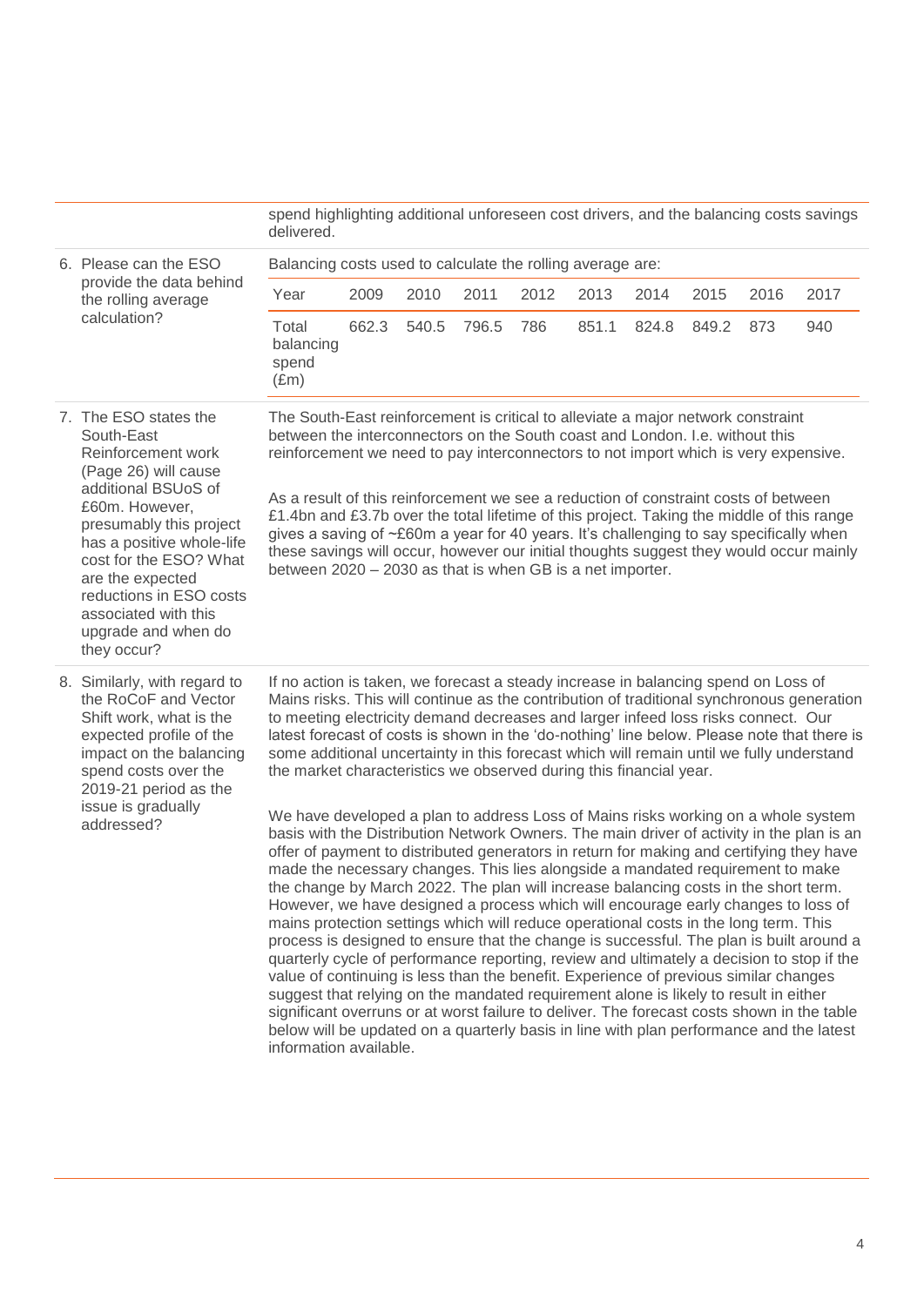| | |
|---|---|
| | spend highlighting additional unforeseen cost drivers, and the balancing costs savings delivered. |
| 6. Please can the ESO provide the data behind the rolling average calculation? | Balancing costs used to calculate the rolling average are: <br><br> Year: 2009, 2010, 2011, 2012, 2013, 2014, 2015, 2016, 2017 <br> Total balancing spend (£m): 662.3, 540.5, 796.5, 786, 851.1, 824.8, 849.2, 873, 940 |
| 7. The ESO states the South-East Reinforcement work (Page 26) will cause additional BSUoS of £60m. However, presumably this project has a positive whole-life cost for the ESO? What are the expected reductions in ESO costs associated with this upgrade and when do they occur? | The South-East reinforcement is critical to alleviate a major network constraint between the interconnectors on the South coast and London. I.e. without this reinforcement we need to pay interconnectors to not import which is very expensive.<br><br>As a result of this reinforcement we see a reduction of constraint costs of between £1.4bn and £3.7b over the total lifetime of this project. Taking the middle of this range gives a saving of ~£60m a year for 40 years. It's challenging to say specifically when these savings will occur, however our initial thoughts suggest they would occur mainly between 2020 – 2030 as that is when GB is a net importer. |
| 8. Similarly, with regard to the RoCoF and Vector Shift work, what is the expected profile of the impact on the balancing spend costs over the 2019-21 period as the issue is gradually addressed? | If no action is taken, we forecast a steady increase in balancing spend on Loss of Mains risks. This will continue as the contribution of traditional synchronous generation to meeting electricity demand decreases and larger infeed loss risks connect. Our latest forecast of costs is shown in the 'do-nothing' line below. Please note that there is some additional uncertainty in this forecast which will remain until we fully understand the market characteristics we observed during this financial year.<br><br>We have developed a plan to address Loss of Mains risks working on a whole system basis with the Distribution Network Owners. The main driver of activity in the plan is an offer of payment to distributed generators in return for making and certifying they have made the necessary changes. This lies alongside a mandated requirement to make the change by March 2022. The plan will increase balancing costs in the short term. However, we have designed a process which will encourage early changes to loss of mains protection settings which will reduce operational costs in the long term. This process is designed to ensure that the change is successful. The plan is built around a quarterly cycle of performance reporting, review and ultimately a decision to stop if the value of continuing is less than the benefit. Experience of previous similar changes suggest that relying on the mandated requirement alone is likely to result in either significant overruns or at worst failure to deliver. The forecast costs shown in the table below will be updated on a quarterly basis in line with plan performance and the latest information available. |

| Year | 2009 | 2010 | 2011 | 2012 | 2013 | 2014 | 2015 | 2016 | 2017 |
|---|---|---|---|---|---|---|---|---|---|
| Total balancing spend (£m) | 662.3 | 540.5 | 796.5 | 786 | 851.1 | 824.8 | 849.2 | 873 | 940 |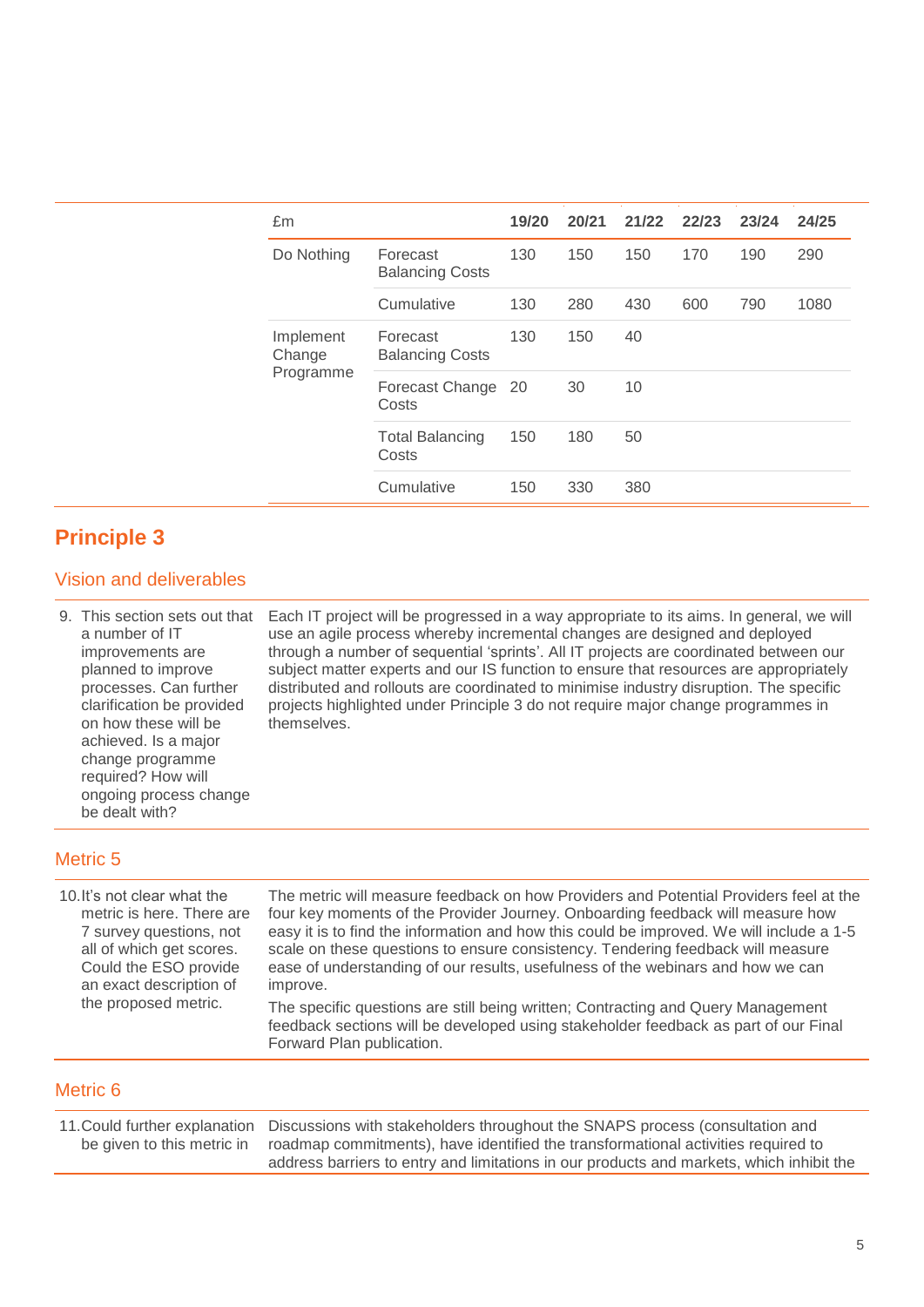| £m | | 19/20 | 20/21 | 21/22 | 22/23 | 23/24 | 24/25 |
|---|---|---|---|---|---|---|---|
| Do Nothing | Forecast Balancing Costs | 130 | 150 | 150 | 170 | 190 | 290 |
| | Cumulative | 130 | 280 | 430 | 600 | 790 | 1080 |
| Implement Change Programme | Forecast Balancing Costs | 130 | 150 | 40 | | | |
| | Forecast Change Costs | 20 | 30 | 10 | | | |
| | Total Balancing Costs | 150 | 180 | 50 | | | |
| | Cumulative | 150 | 330 | 380 | | | |

## Principle 3

### Vision and deliverables

| | |
|---|---|
| 9. This section sets out that a number of IT improvements are planned to improve processes. Can further clarification be provided on how these will be achieved. Is a major change programme required? How will ongoing process change be dealt with? | Each IT project will be progressed in a way appropriate to its aims. In general, we will use an agile process whereby incremental changes are designed and deployed through a number of sequential 'sprints'. All IT projects are coordinated between our subject matter experts and our IS function to ensure that resources are appropriately distributed and rollouts are coordinated to minimise industry disruption. The specific projects highlighted under Principle 3 do not require major change programmes in themselves. |

### Metric 5

| | |
|---|---|
| 10. It's not clear what the metric is here. There are 7 survey questions, not all of which get scores. Could the ESO provide an exact description of the proposed metric. | The metric will measure feedback on how Providers and Potential Providers feel at the four key moments of the Provider Journey. Onboarding feedback will measure how easy it is to find the information and how this could be improved. We will include a 1-5 scale on these questions to ensure consistency. Tendering feedback will measure ease of understanding of our results, usefulness of the webinars and how we can improve.<br><br>The specific questions are still being written; Contracting and Query Management feedback sections will be developed using stakeholder feedback as part of our Final Forward Plan publication. |

### Metric 6

| | |
|---|---|
| 11. Could further explanation be given to this metric in | Discussions with stakeholders throughout the SNAPS process (consultation and roadmap commitments), have identified the transformational activities required to address barriers to entry and limitations in our products and markets, which inhibit the |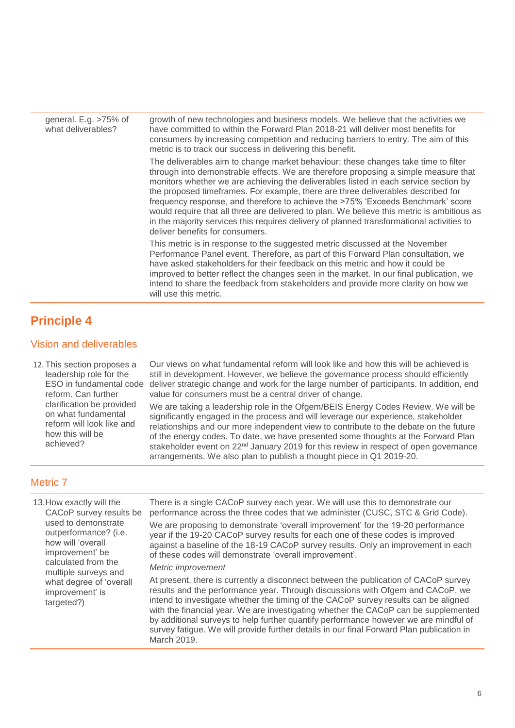| | |
|---|---|
| general. E.g. >75% of what deliverables? | growth of new technologies and business models. We believe that the activities we have committed to within the Forward Plan 2018-21 will deliver most benefits for consumers by increasing competition and reducing barriers to entry. The aim of this metric is to track our success in delivering this benefit.<br><br>The deliverables aim to change market behaviour; these changes take time to filter through into demonstrable effects. We are therefore proposing a simple measure that monitors whether we are achieving the deliverables listed in each service section by the proposed timeframes. For example, there are three deliverables described for frequency response, and therefore to achieve the >75% 'Exceeds Benchmark' score would require that all three are delivered to plan. We believe this metric is ambitious as in the majority services this requires delivery of planned transformational activities to deliver benefits for consumers.<br><br>This metric is in response to the suggested metric discussed at the November Performance Panel event. Therefore, as part of this Forward Plan consultation, we have asked stakeholders for their feedback on this metric and how it could be improved to better reflect the changes seen in the market. In our final publication, we intend to share the feedback from stakeholders and provide more clarity on how we will use this metric. |

## Principle 4

### Vision and deliverables

| | |
|---|---|
| 12. This section proposes a leadership role for the ESO in fundamental code reform. Can further clarification be provided on what fundamental reform will look like and how this will be achieved? | Our views on what fundamental reform will look like and how this will be achieved is still in development. However, we believe the governance process should efficiently deliver strategic change and work for the large number of participants. In addition, end value for consumers must be a central driver of change.<br><br>We are taking a leadership role in the Ofgem/BEIS Energy Codes Review. We will be significantly engaged in the process and will leverage our experience, stakeholder relationships and our more independent view to contribute to the debate on the future of the energy codes. To date, we have presented some thoughts at the Forward Plan stakeholder event on 22nd January 2019 for this review in respect of open governance arrangements. We also plan to publish a thought piece in Q1 2019-20. |

### Metric 7

| | |
|---|---|
| 13. How exactly will the CACoP survey results be used to demonstrate outperformance? (i.e. how will 'overall improvement' be calculated from the multiple surveys and what degree of 'overall improvement' is targeted?) | There is a single CACoP survey each year. We will use this to demonstrate our performance across the three codes that we administer (CUSC, STC & Grid Code).<br><br>We are proposing to demonstrate 'overall improvement' for the 19-20 performance year if the 19-20 CACoP survey results for each one of these codes is improved against a baseline of the 18-19 CACoP survey results. Only an improvement in each of these codes will demonstrate 'overall improvement'.<br><br>*Metric improvement*<br><br>At present, there is currently a disconnect between the publication of CACoP survey results and the performance year. Through discussions with Ofgem and CACoP, we intend to investigate whether the timing of the CACoP survey results can be aligned with the financial year. We are investigating whether the CACoP can be supplemented by additional surveys to help further quantify performance however we are mindful of survey fatigue. We will provide further details in our final Forward Plan publication in March 2019. |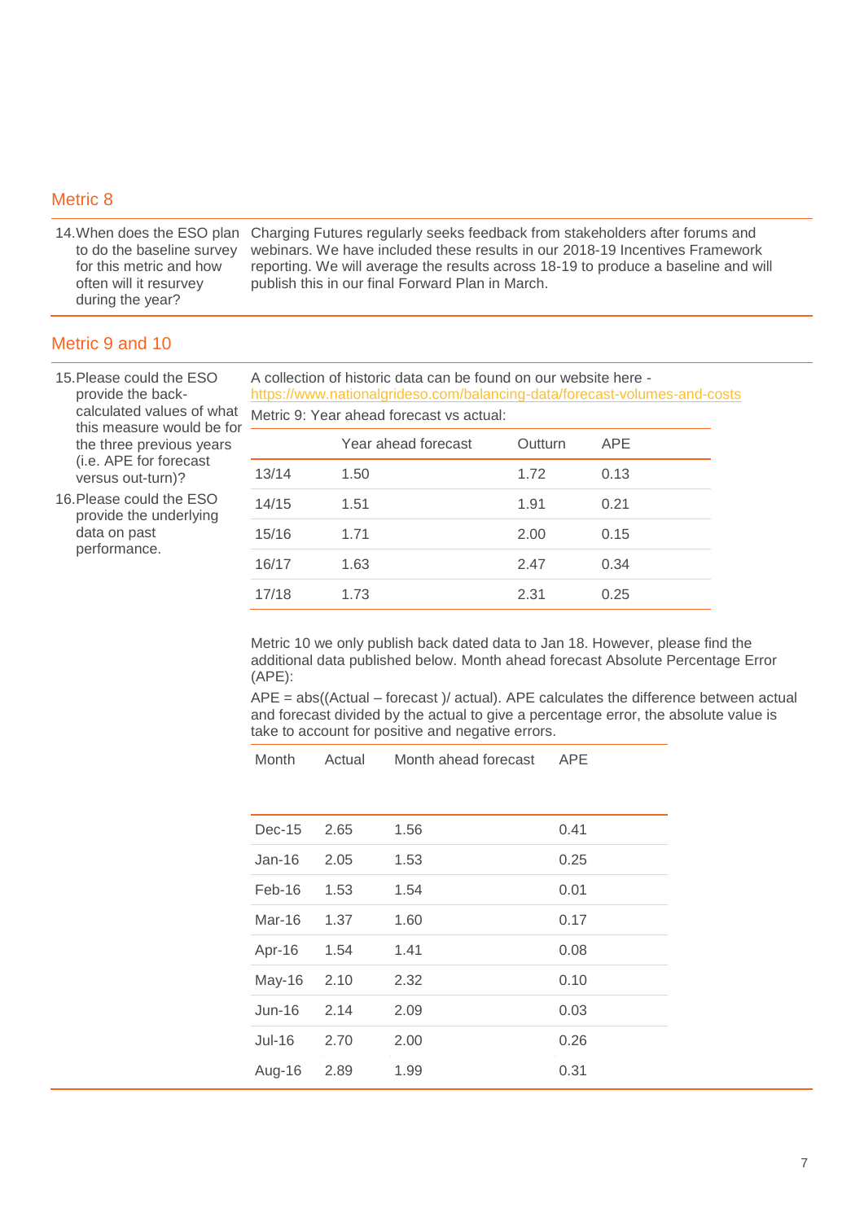## Metric 8

| | |
|---|---|
| 14. When does the ESO plan to do the baseline survey for this metric and how often will it resurvey during the year? | Charging Futures regularly seeks feedback from stakeholders after forums and webinars. We have included these results in our 2018-19 Incentives Framework reporting. We will average the results across 18-19 to produce a baseline and will publish this in our final Forward Plan in March. |

## Metric 9 and 10

15. Please could the ESO provide the back-calculated values of what this measure would be for the three previous years (i.e. APE for forecast versus out-turn)?

16. Please could the ESO provide the underlying data on past performance.

A collection of historic data can be found on our website here - https://www.nationalgrideso.com/balancing-data/forecast-volumes-and-costs

Metric 9: Year ahead forecast vs actual:

| | Year ahead forecast | Outturn | APE |
|---|---|---|---|
| 13/14 | 1.50 | 1.72 | 0.13 |
| 14/15 | 1.51 | 1.91 | 0.21 |
| 15/16 | 1.71 | 2.00 | 0.15 |
| 16/17 | 1.63 | 2.47 | 0.34 |
| 17/18 | 1.73 | 2.31 | 0.25 |

Metric 10 we only publish back dated data to Jan 18. However, please find the additional data published below. Month ahead forecast Absolute Percentage Error (APE):

APE = abs((Actual – forecast )/ actual). APE calculates the difference between actual and forecast divided by the actual to give a percentage error, the absolute value is take to account for positive and negative errors.

| Month | Actual | Month ahead forecast | APE |
|---|---|---|---|
| Dec-15 | 2.65 | 1.56 | 0.41 |
| Jan-16 | 2.05 | 1.53 | 0.25 |
| Feb-16 | 1.53 | 1.54 | 0.01 |
| Mar-16 | 1.37 | 1.60 | 0.17 |
| Apr-16 | 1.54 | 1.41 | 0.08 |
| May-16 | 2.10 | 2.32 | 0.10 |
| Jun-16 | 2.14 | 2.09 | 0.03 |
| Jul-16 | 2.70 | 2.00 | 0.26 |
| Aug-16 | 2.89 | 1.99 | 0.31 |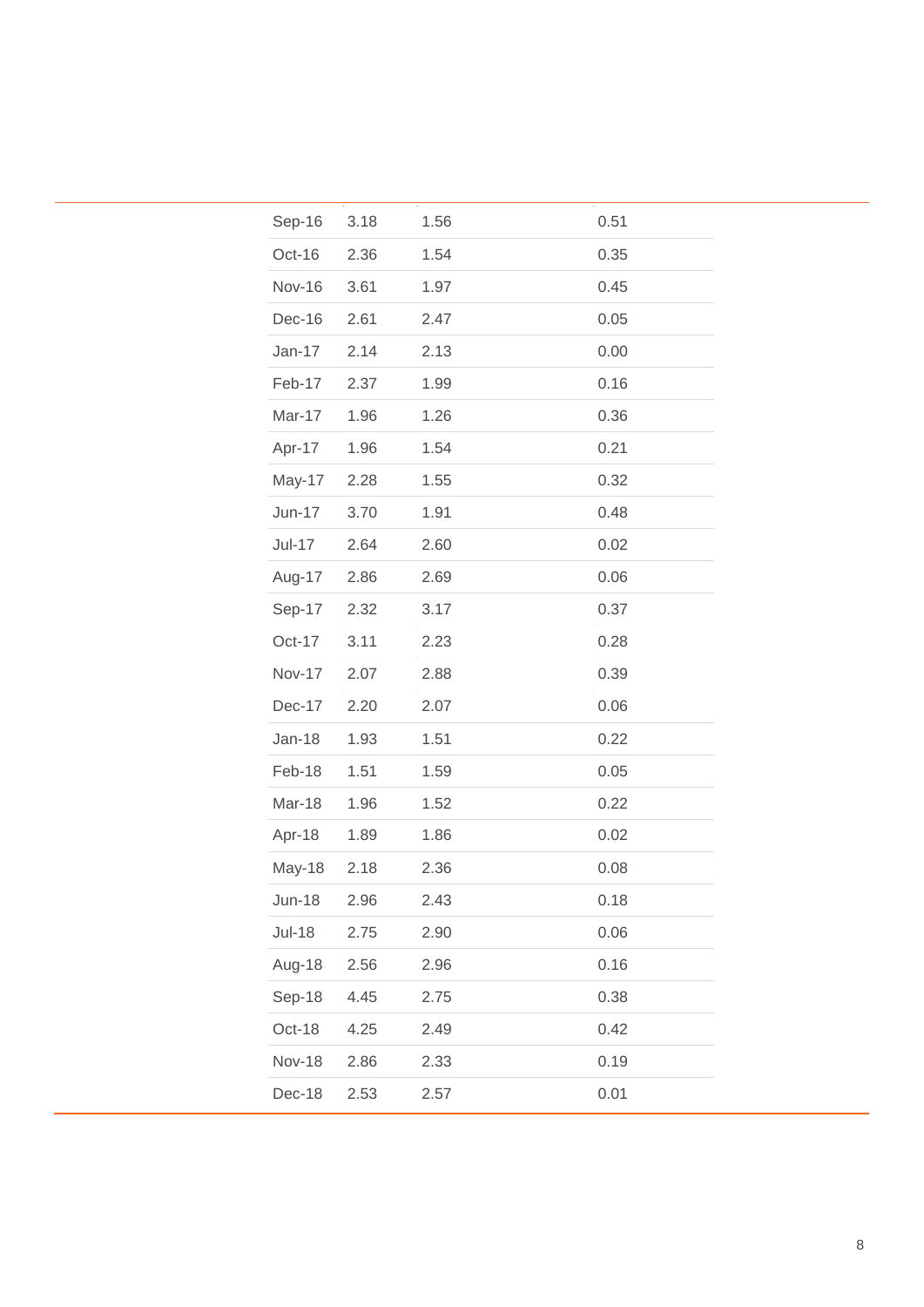| | | | |
|---|---|---|---|
| Sep-16 | 3.18 | 1.56 | 0.51 |
| Oct-16 | 2.36 | 1.54 | 0.35 |
| Nov-16 | 3.61 | 1.97 | 0.45 |
| Dec-16 | 2.61 | 2.47 | 0.05 |
| Jan-17 | 2.14 | 2.13 | 0.00 |
| Feb-17 | 2.37 | 1.99 | 0.16 |
| Mar-17 | 1.96 | 1.26 | 0.36 |
| Apr-17 | 1.96 | 1.54 | 0.21 |
| May-17 | 2.28 | 1.55 | 0.32 |
| Jun-17 | 3.70 | 1.91 | 0.48 |
| Jul-17 | 2.64 | 2.60 | 0.02 |
| Aug-17 | 2.86 | 2.69 | 0.06 |
| Sep-17 | 2.32 | 3.17 | 0.37 |
| Oct-17 | 3.11 | 2.23 | 0.28 |
| Nov-17 | 2.07 | 2.88 | 0.39 |
| Dec-17 | 2.20 | 2.07 | 0.06 |
| Jan-18 | 1.93 | 1.51 | 0.22 |
| Feb-18 | 1.51 | 1.59 | 0.05 |
| Mar-18 | 1.96 | 1.52 | 0.22 |
| Apr-18 | 1.89 | 1.86 | 0.02 |
| May-18 | 2.18 | 2.36 | 0.08 |
| Jun-18 | 2.96 | 2.43 | 0.18 |
| Jul-18 | 2.75 | 2.90 | 0.06 |
| Aug-18 | 2.56 | 2.96 | 0.16 |
| Sep-18 | 4.45 | 2.75 | 0.38 |
| Oct-18 | 4.25 | 2.49 | 0.42 |
| Nov-18 | 2.86 | 2.33 | 0.19 |
| Dec-18 | 2.53 | 2.57 | 0.01 |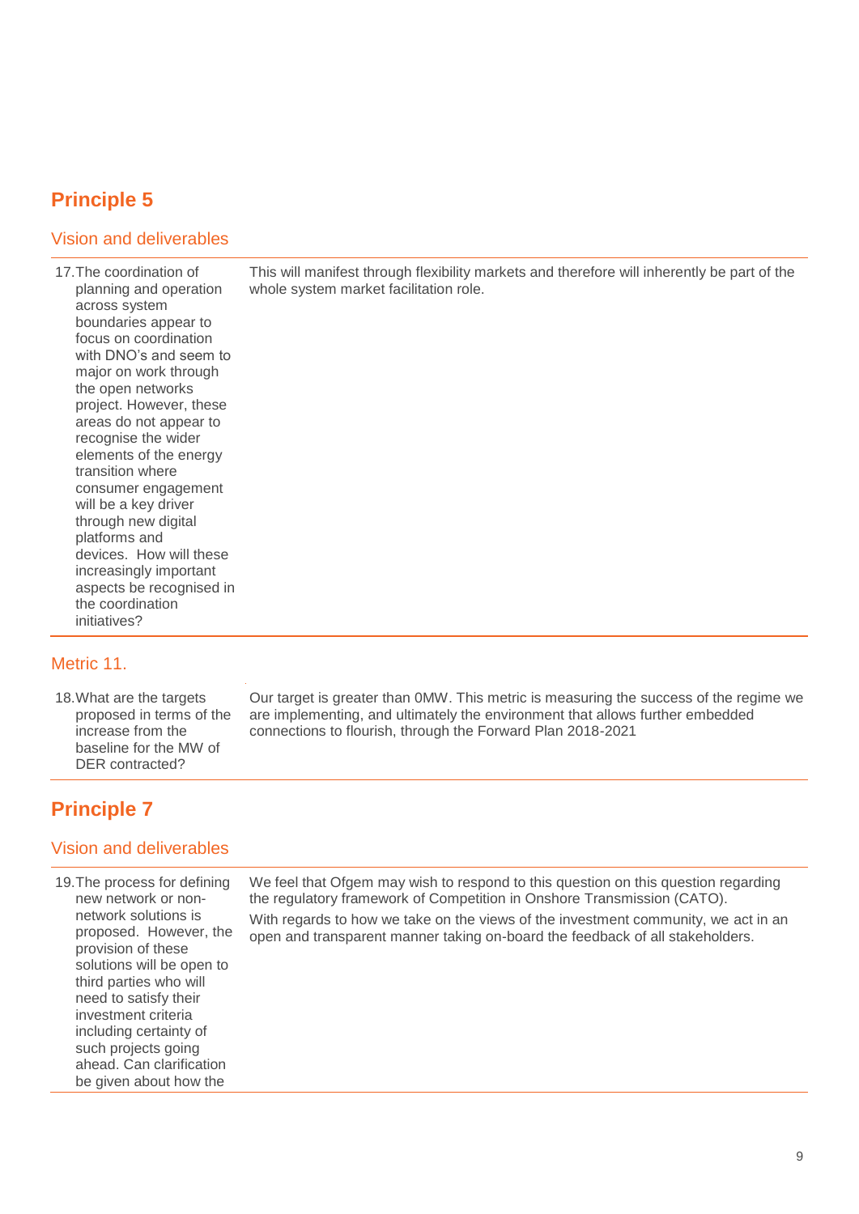## Principle 5

### Vision and deliverables

| | |
|---|---|
| 17. The coordination of planning and operation across system boundaries appear to focus on coordination with DNO's and seem to major on work through the open networks project. However, these areas do not appear to recognise the wider elements of the energy transition where consumer engagement will be a key driver through new digital platforms and devices. How will these increasingly important aspects be recognised in the coordination initiatives? | This will manifest through flexibility markets and therefore will inherently be part of the whole system market facilitation role. |

### Metric 11.

| | |
|---|---|
| 18. What are the targets proposed in terms of the increase from the baseline for the MW of DER contracted? | Our target is greater than 0MW. This metric is measuring the success of the regime we are implementing, and ultimately the environment that allows further embedded connections to flourish, through the Forward Plan 2018-2021 |

## Principle 7

### Vision and deliverables

| | |
|---|---|
| 19. The process for defining new network or non-network solutions is proposed. However, the provision of these solutions will be open to third parties who will need to satisfy their investment criteria including certainty of such projects going ahead. Can clarification be given about how the | We feel that Ofgem may wish to respond to this question on this question regarding the regulatory framework of Competition in Onshore Transmission (CATO).<br><br>With regards to how we take on the views of the investment community, we act in an open and transparent manner taking on-board the feedback of all stakeholders. |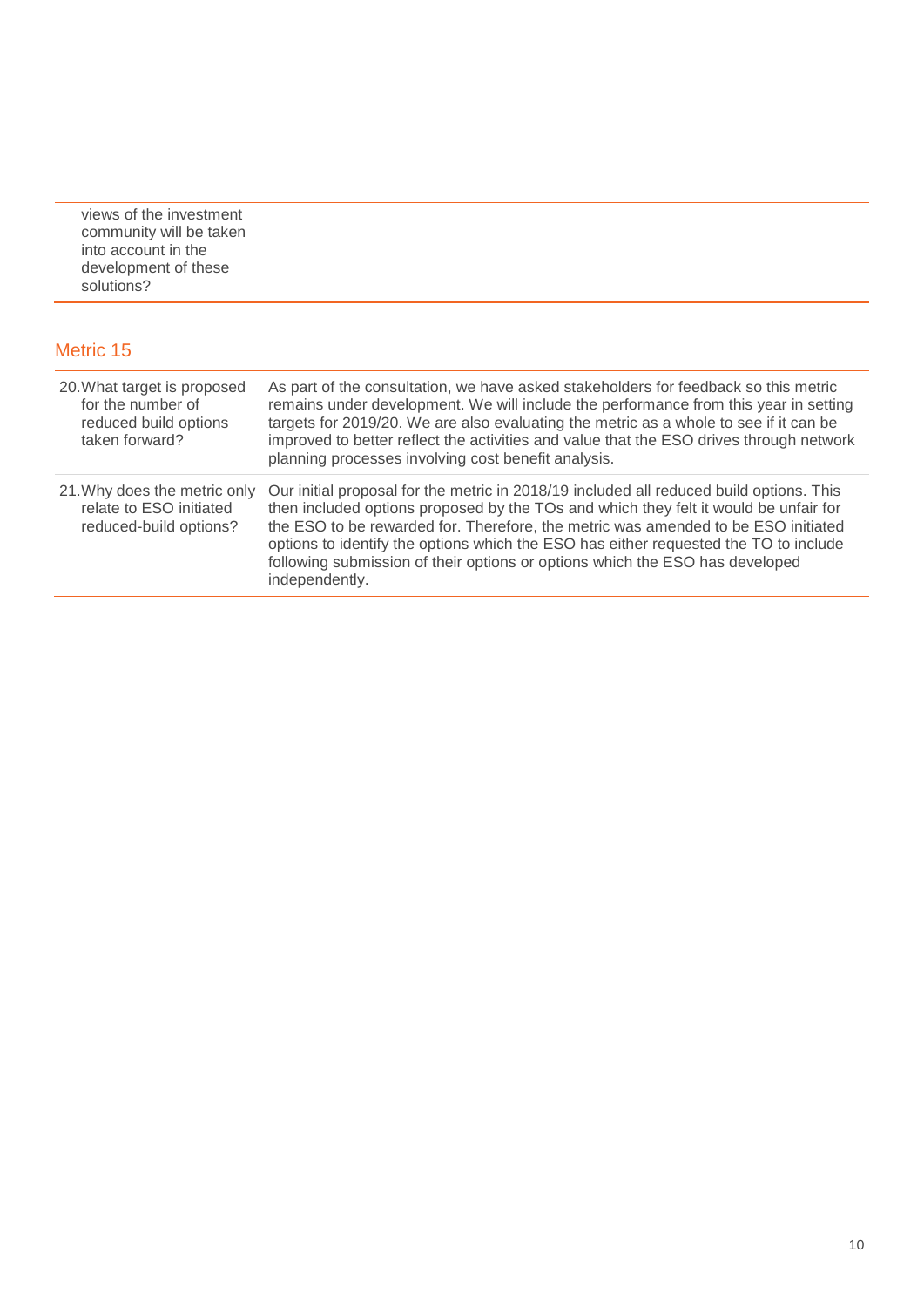| | |
|---|---|
| views of the investment community will be taken into account in the development of these solutions? | |

## Metric 15

| | |
|---|---|
| 20. What target is proposed for the number of reduced build options taken forward? | As part of the consultation, we have asked stakeholders for feedback so this metric remains under development. We will include the performance from this year in setting targets for 2019/20. We are also evaluating the metric as a whole to see if it can be improved to better reflect the activities and value that the ESO drives through network planning processes involving cost benefit analysis. |
| 21. Why does the metric only relate to ESO initiated reduced-build options? | Our initial proposal for the metric in 2018/19 included all reduced build options. This then included options proposed by the TOs and which they felt it would be unfair for the ESO to be rewarded for. Therefore, the metric was amended to be ESO initiated options to identify the options which the ESO has either requested the TO to include following submission of their options or options which the ESO has developed independently. |